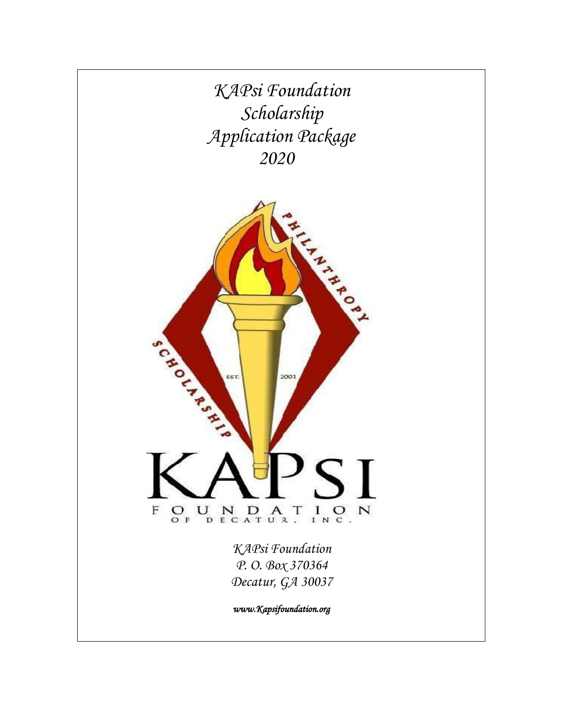# *KAPsi Foundation Scholarship Application Package 2020*

PHILANTHROPY

SCHOLARSHIP

EST. 2001

KAPSI

FOUNDATION

OF DECATUR, INC.

*KAPsi Foundation*
*P. O. Box 370364*
*Decatur, GA 30037*

***www.Kapsifoundation.org***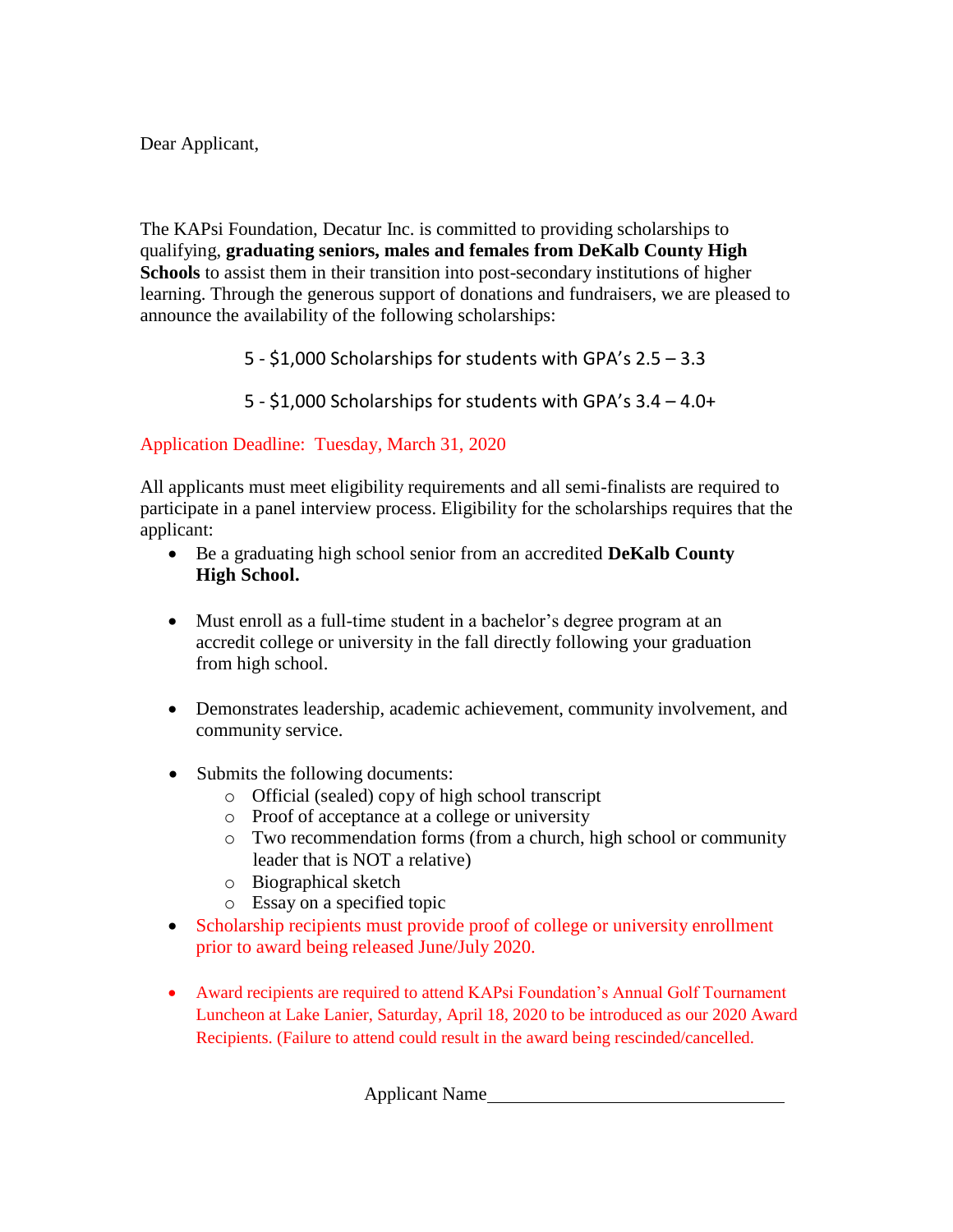Dear Applicant,

The KAPsi Foundation, Decatur Inc. is committed to providing scholarships to qualifying, **graduating seniors, males and females from DeKalb County High Schools** to assist them in their transition into post-secondary institutions of higher learning. Through the generous support of donations and fundraisers, we are pleased to announce the availability of the following scholarships:

5 - $1,000 Scholarships for students with GPA's 2.5 – 3.3

5 - $1,000 Scholarships for students with GPA's 3.4 – 4.0+

Application Deadline: Tuesday, March 31, 2020

All applicants must meet eligibility requirements and all semi-finalists are required to participate in a panel interview process. Eligibility for the scholarships requires that the applicant:

- Be a graduating high school senior from an accredited **DeKalb County High School.**
- Must enroll as a full-time student in a bachelor's degree program at an accredit college or university in the fall directly following your graduation from high school.
- Demonstrates leadership, academic achievement, community involvement, and community service.
- Submits the following documents:
  - Official (sealed) copy of high school transcript
  - Proof of acceptance at a college or university
  - Two recommendation forms (from a church, high school or community leader that is NOT a relative)
  - Biographical sketch
  - Essay on a specified topic
- Scholarship recipients must provide proof of college or university enrollment prior to award being released June/July 2020.
- Award recipients are required to attend KAPsi Foundation's Annual Golf Tournament Luncheon at Lake Lanier, Saturday, April 18, 2020 to be introduced as our 2020 Award Recipients. (Failure to attend could result in the award being rescinded/cancelled.

Applicant Name________________________________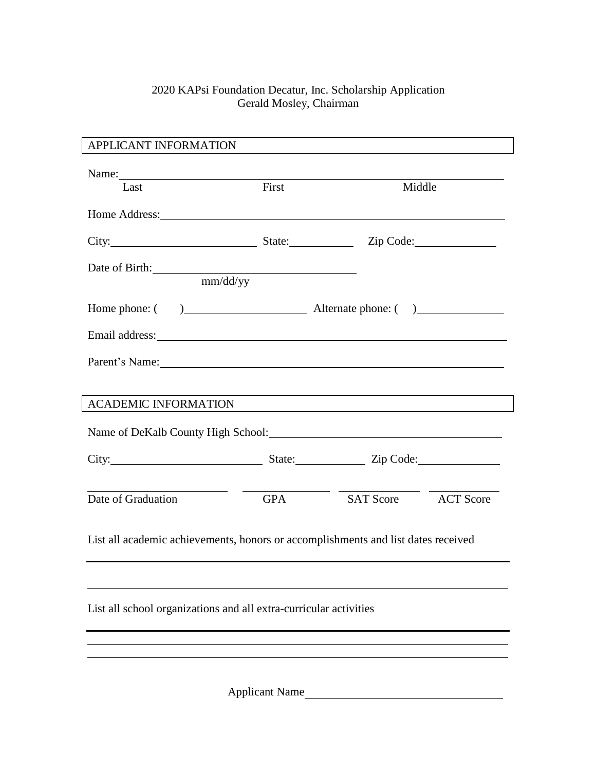2020 KAPsi Foundation Decatur, Inc. Scholarship Application
Gerald Mosley, Chairman

## APPLICANT INFORMATION

Name: ______________________________________________
Last First Middle

Home Address: ______________________________________________

City: ____________________ State: __________ Zip Code: ____________

Date of Birth: ____________________
mm/dd/yy

Home phone: ( ) ____________________ Alternate phone: ( ) ____________

Email address: ______________________________________________

Parent's Name: ______________________________________________

## ACADEMIC INFORMATION

Name of DeKalb County High School: ______________________________________________

City: ____________________ State: __________ Zip Code: ____________

| Date of Graduation | GPA | SAT Score | ACT Score |
|---|---|---|---|
| | | | |

List all academic achievements, honors or accomplishments and list dates received

______________________________________________

______________________________________________

List all school organizations and all extra-curricular activities

______________________________________________

______________________________________________

______________________________________________

Applicant Name ____________________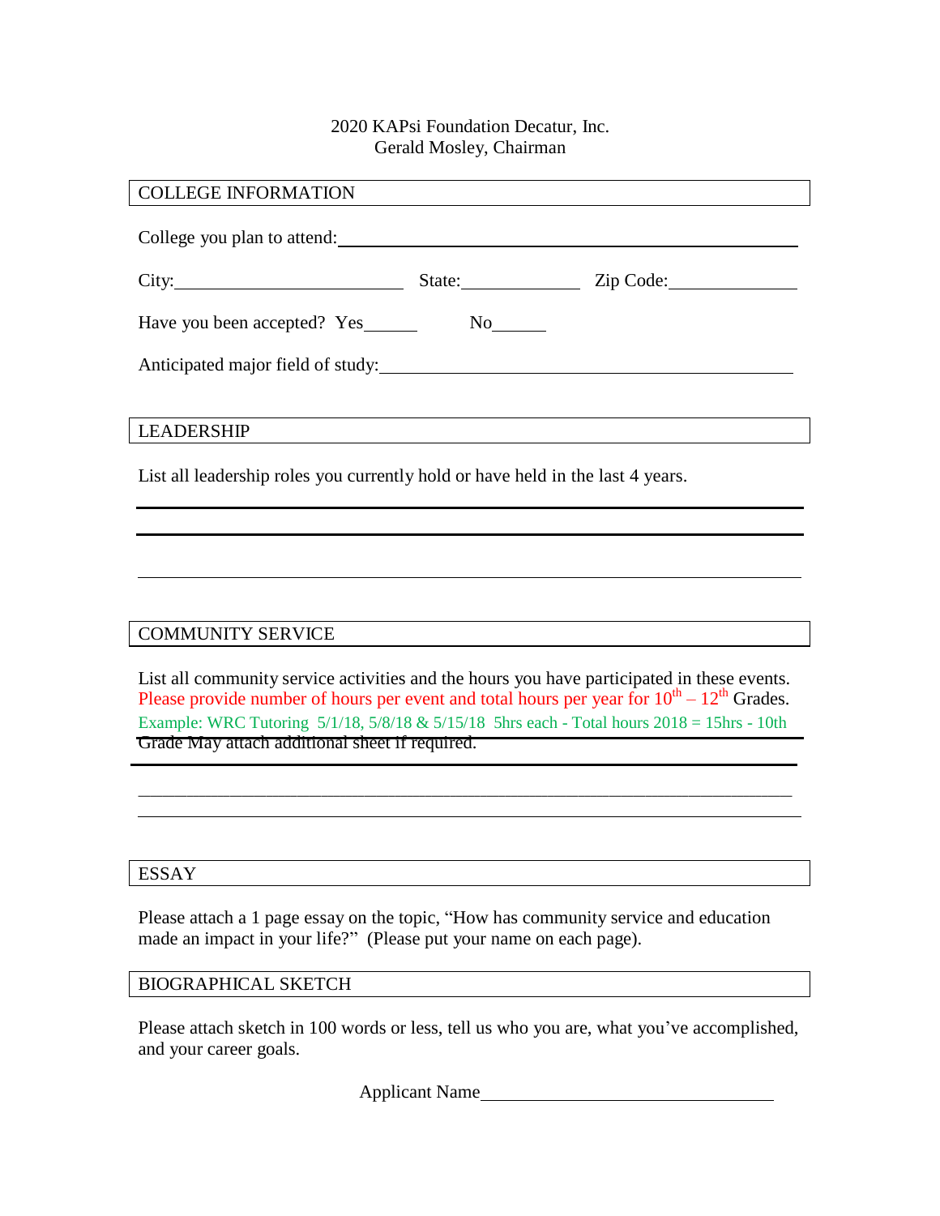2020 KAPsi Foundation Decatur, Inc.
Gerald Mosley, Chairman

## COLLEGE INFORMATION

College you plan to attend: ______________________________________________

City: ________________________ State: ____________ Zip Code: ____________

Have you been accepted? Yes______ No______

Anticipated major field of study: ______________________________________

## LEADERSHIP

List all leadership roles you currently hold or have held in the last 4 years.

______________________________________________________________________

______________________________________________________________________

______________________________________________________________________

## COMMUNITY SERVICE

List all community service activities and the hours you have participated in these events. Please provide number of hours per event and total hours per year for 10th – 12th Grades. Example: WRC Tutoring 5/1/18, 5/8/18 & 5/15/18 5hrs each - Total hours 2018 = 15hrs - 10th Grade May attach additional sheet if required.

______________________________________________________________________

______________________________________________________________________

______________________________________________________________________

## ESSAY

Please attach a 1 page essay on the topic, "How has community service and education made an impact in your life?" (Please put your name on each page).

## BIOGRAPHICAL SKETCH

Please attach sketch in 100 words or less, tell us who you are, what you've accomplished, and your career goals.

Applicant Name ________________________________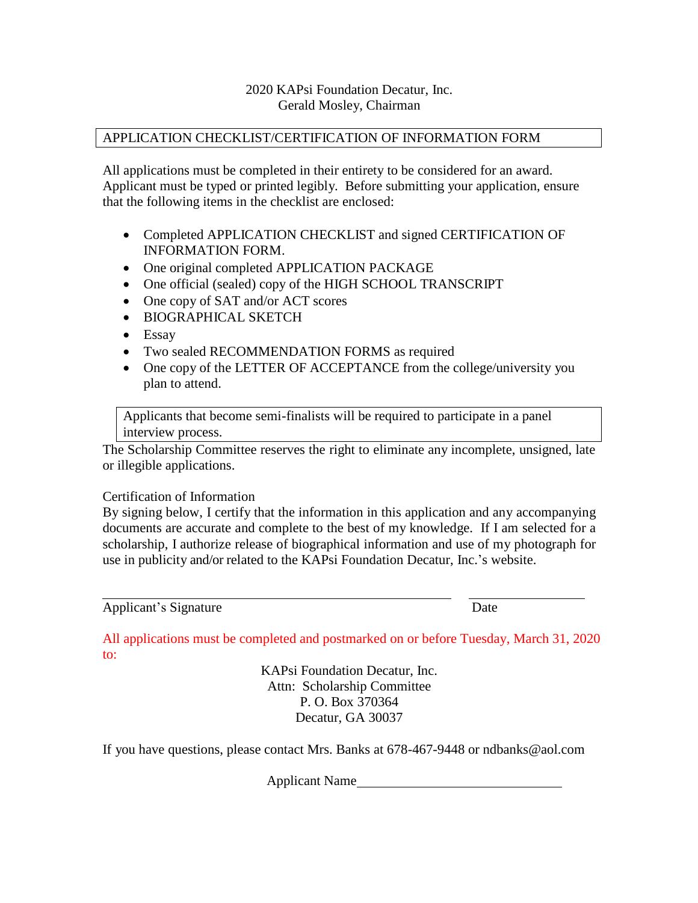2020 KAPsi Foundation Decatur, Inc.
Gerald Mosley, Chairman

## APPLICATION CHECKLIST/CERTIFICATION OF INFORMATION FORM

All applications must be completed in their entirety to be considered for an award. Applicant must be typed or printed legibly. Before submitting your application, ensure that the following items in the checklist are enclosed:

- Completed APPLICATION CHECKLIST and signed CERTIFICATION OF INFORMATION FORM.
- One original completed APPLICATION PACKAGE
- One official (sealed) copy of the HIGH SCHOOL TRANSCRIPT
- One copy of SAT and/or ACT scores
- BIOGRAPHICAL SKETCH
- Essay
- Two sealed RECOMMENDATION FORMS as required
- One copy of the LETTER OF ACCEPTANCE from the college/university you plan to attend.

Applicants that become semi-finalists will be required to participate in a panel interview process.

The Scholarship Committee reserves the right to eliminate any incomplete, unsigned, late or illegible applications.

Certification of Information

By signing below, I certify that the information in this application and any accompanying documents are accurate and complete to the best of my knowledge. If I am selected for a scholarship, I authorize release of biographical information and use of my photograph for use in publicity and/or related to the KAPsi Foundation Decatur, Inc.'s website.

______________________________________________ ________________
Applicant's Signature Date

All applications must be completed and postmarked on or before Tuesday, March 31, 2020 to:

KAPsi Foundation Decatur, Inc.
Attn: Scholarship Committee
P. O. Box 370364
Decatur, GA 30037

If you have questions, please contact Mrs. Banks at 678-467-9448 or ndbanks@aol.com

Applicant Name______________________________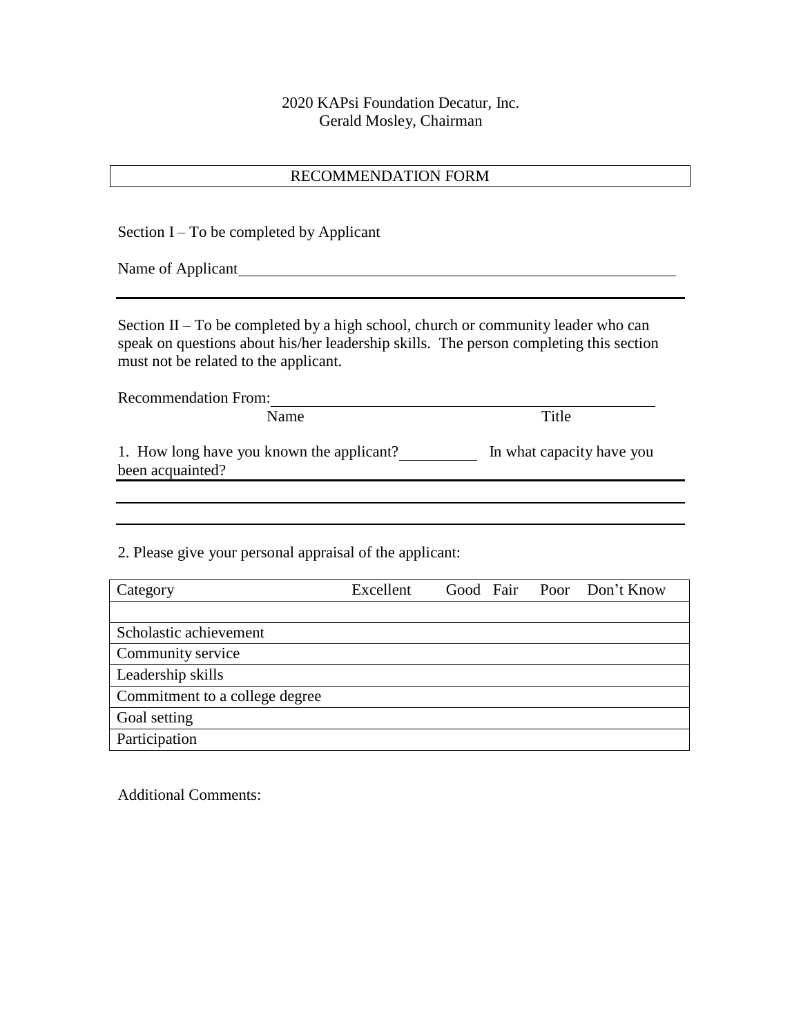2020 KAPsi Foundation Decatur, Inc.
Gerald Mosley, Chairman

## RECOMMENDATION FORM

Section I – To be completed by Applicant

Name of Applicant\_\_\_\_\_\_\_\_\_\_\_\_\_\_\_\_\_\_\_\_\_\_\_\_\_\_\_\_\_\_\_\_\_\_\_\_\_\_\_\_\_\_\_\_\_\_\_\_

---

Section II – To be completed by a high school, church or community leader who can speak on questions about his/her leadership skills. The person completing this section must not be related to the applicant.

Recommendation From:\_\_\_\_\_\_\_\_\_\_\_\_\_\_\_\_\_\_\_\_\_\_\_\_\_\_\_\_\_\_\_\_\_\_\_\_\_\_\_\_\_\_\_\_
Name Title

1. How long have you known the applicant?\_\_\_\_\_\_\_\_\_\_ In what capacity have you been acquainted?\_\_\_\_\_\_\_\_\_\_\_\_\_\_\_\_\_\_\_\_\_\_\_\_\_\_\_\_\_\_\_\_\_\_\_\_\_\_\_\_\_\_\_\_\_\_\_\_\_\_\_\_

\_\_\_\_\_\_\_\_\_\_\_\_\_\_\_\_\_\_\_\_\_\_\_\_\_\_\_\_\_\_\_\_\_\_\_\_\_\_\_\_\_\_\_\_\_\_\_\_\_\_\_\_\_\_\_\_\_\_\_\_\_\_\_\_\_\_\_\_

\_\_\_\_\_\_\_\_\_\_\_\_\_\_\_\_\_\_\_\_\_\_\_\_\_\_\_\_\_\_\_\_\_\_\_\_\_\_\_\_\_\_\_\_\_\_\_\_\_\_\_\_\_\_\_\_\_\_\_\_\_\_\_\_\_\_\_\_

2. Please give your personal appraisal of the applicant:

| Category | Excellent | Good | Fair | Poor | Don't Know |
|---|---|---|---|---|---|
| | | | | | |
| Scholastic achievement | | | | | |
| Community service | | | | | |
| Leadership skills | | | | | |
| Commitment to a college degree | | | | | |
| Goal setting | | | | | |
| Participation | | | | | |

Additional Comments: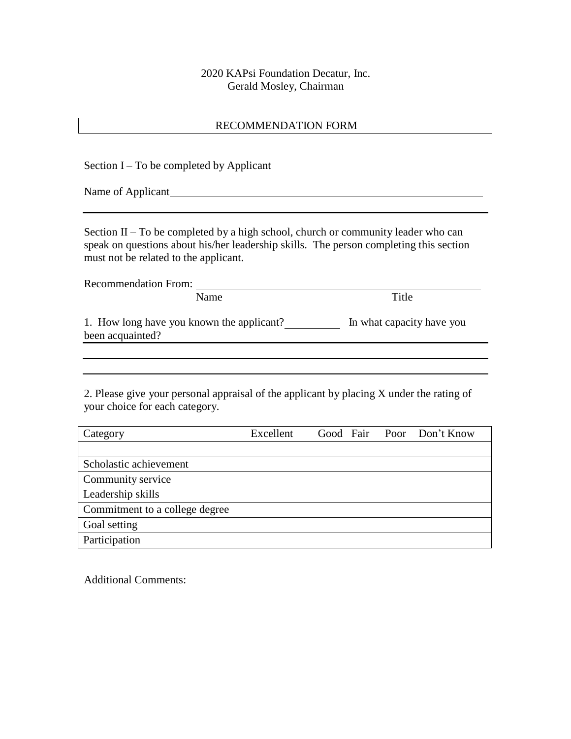2020 KAPsi Foundation Decatur, Inc.
Gerald Mosley, Chairman

## RECOMMENDATION FORM

Section I – To be completed by Applicant

Name of Applicant_______________________________________________

Section II – To be completed by a high school, church or community leader who can speak on questions about his/her leadership skills. The person completing this section must not be related to the applicant.

Recommendation From: _______________________________________________
Name Title

1. How long have you known the applicant?__________ In what capacity have you been acquainted?_______________________________________________

_______________________________________________

_______________________________________________

2. Please give your personal appraisal of the applicant by placing X under the rating of your choice for each category.

| Category | Excellent | Good | Fair | Poor | Don't Know |
|---|---|---|---|---|---|
| | | | | | |
| Scholastic achievement | | | | | |
| Community service | | | | | |
| Leadership skills | | | | | |
| Commitment to a college degree | | | | | |
| Goal setting | | | | | |
| Participation | | | | | |

Additional Comments: